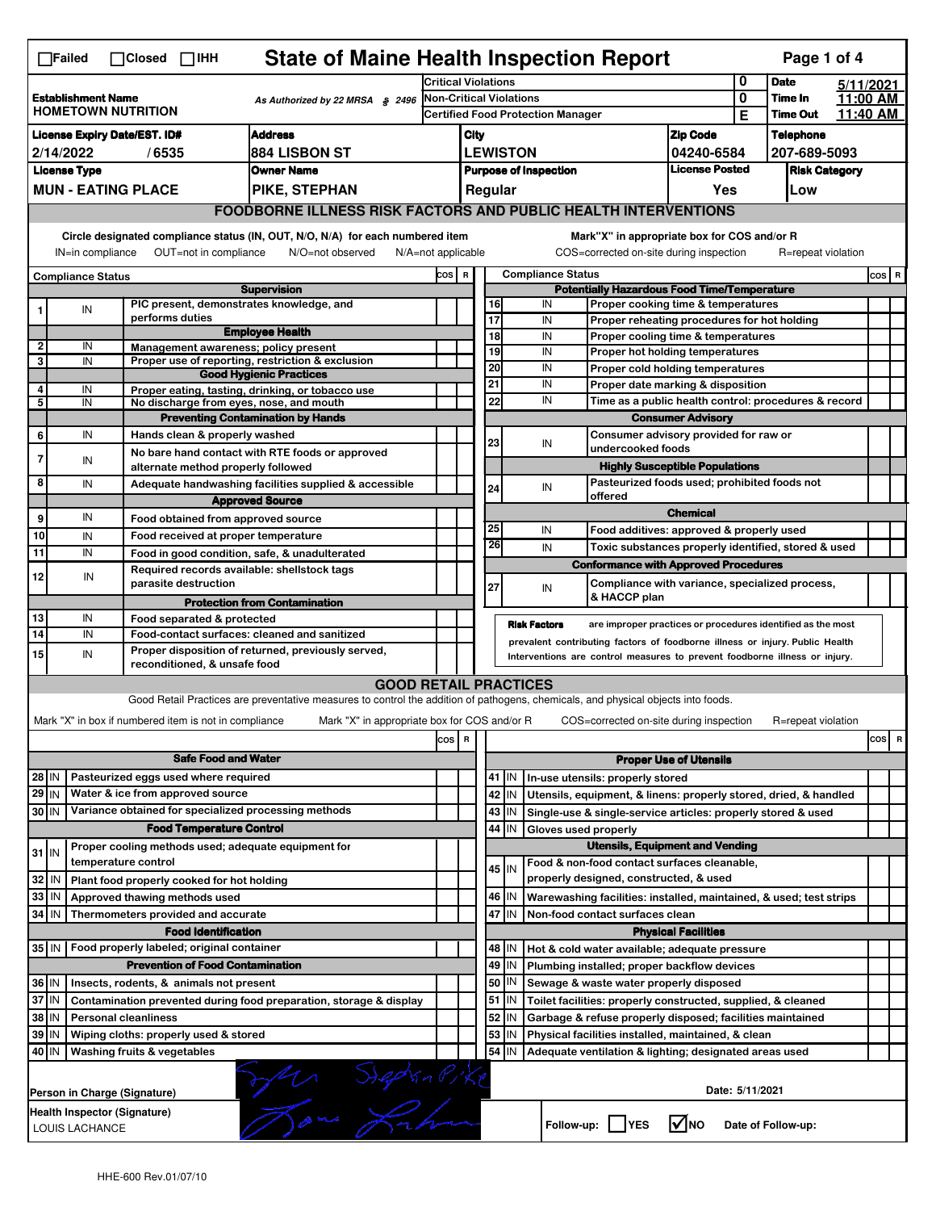☐Failed ☐Closed ☐IHH

# State of Maine Health Inspection Report

| | | | |
|---|---|---|---|
| **Establishment Name** HOMETOWN NUTRITION | As Authorized by 22 MRSA § 2496 | Critical Violations | 0 |
| | | Non-Critical Violations | 0 |
| | | Certified Food Protection Manager | E |

**Date** 5/11/2021 **Time In** 11:00 AM **Time Out** 11:40 AM

| License Expiry Date/EST. ID# | Address | City | Zip Code | Telephone |
|---|---|---|---|---|
| 2/14/2022 / 6535 | 884 LISBON ST | LEWISTON | 04240-6584 | 207-689-5093 |

| License Type | Owner Name | Purpose of Inspection | License Posted | Risk Category |
|---|---|---|---|---|
| MUN - EATING PLACE | PIKE, STEPHAN | Regular | Yes | Low |

## FOODBORNE ILLNESS RISK FACTORS AND PUBLIC HEALTH INTERVENTIONS

Circle designated compliance status (IN, OUT, N/O, N/A) for each numbered item
IN=in compliance OUT=not in compliance N/O=not observed N/A=not applicable

Mark"X" in appropriate box for COS and/or R
COS=corrected on-site during inspection R=repeat violation

| # | Compliance Status | | COS | R |
|---|---|---|---|---|
| | | **Supervision** | | |
| 1 | IN | PIC present, demonstrates knowledge, and performs duties | | |
| | | **Employee Health** | | |
| 2 | IN | Management awareness; policy present | | |
| 3 | IN | Proper use of reporting, restriction & exclusion | | |
| | | **Good Hygienic Practices** | | |
| 4 | IN | Proper eating, tasting, drinking, or tobacco use | | |
| 5 | IN | No discharge from eyes, nose, and mouth | | |
| | | **Preventing Contamination by Hands** | | |
| 6 | IN | Hands clean & properly washed | | |
| 7 | IN | No bare hand contact with RTE foods or approved alternate method properly followed | | |
| 8 | IN | Adequate handwashing facilities supplied & accessible | | |
| | | **Approved Source** | | |
| 9 | IN | Food obtained from approved source | | |
| 10 | IN | Food received at proper temperature | | |
| 11 | IN | Food in good condition, safe, & unadulterated | | |
| 12 | IN | Required records available: shellstock tags parasite destruction | | |
| | | **Protection from Contamination** | | |
| 13 | IN | Food separated & protected | | |
| 14 | IN | Food-contact surfaces: cleaned and sanitized | | |
| 15 | IN | Proper disposition of returned, previously served, reconditioned, & unsafe food | | |

| # | Compliance Status | | COS | R |
|---|---|---|---|---|
| | | **Potentially Hazardous Food Time/Temperature** | | |
| 16 | IN | Proper cooking time & temperatures | | |
| 17 | IN | Proper reheating procedures for hot holding | | |
| 18 | IN | Proper cooling time & temperatures | | |
| 19 | IN | Proper hot holding temperatures | | |
| 20 | IN | Proper cold holding temperatures | | |
| 21 | IN | Proper date marking & disposition | | |
| 22 | IN | Time as a public health control: procedures & record | | |
| | | **Consumer Advisory** | | |
| 23 | IN | Consumer advisory provided for raw or undercooked foods | | |
| | | **Highly Susceptible Populations** | | |
| 24 | IN | Pasteurized foods used; prohibited foods not offered | | |
| | | **Chemical** | | |
| 25 | IN | Food additives: approved & properly used | | |
| 26 | IN | Toxic substances properly identified, stored & used | | |
| | | **Conformance with Approved Procedures** | | |
| 27 | IN | Compliance with variance, specialized process, & HACCP plan | | |

**Risk Factors** are improper practices or procedures identified as the most prevalent contributing factors of foodborne illness or injury. Public Health Interventions are control measures to prevent foodborne illness or injury.

## GOOD RETAIL PRACTICES

Good Retail Practices are preventative measures to control the addition of pathogens, chemicals, and physical objects into foods.

Mark "X" in box if numbered item is not in compliance Mark "X" in appropriate box for COS and/or R COS=corrected on-site during inspection R=repeat violation

| # | | | COS | R |
|---|---|---|---|---|
| | | **Safe Food and Water** | | |
| 28 | IN | Pasteurized eggs used where required | | |
| 29 | IN | Water & ice from approved source | | |
| 30 | IN | Variance obtained for specialized processing methods | | |
| | | **Food Temperature Control** | | |
| 31 | IN | Proper cooling methods used; adequate equipment for temperature control | | |
| 32 | IN | Plant food properly cooked for hot holding | | |
| 33 | IN | Approved thawing methods used | | |
| 34 | IN | Thermometers provided and accurate | | |
| | | **Food Identification** | | |
| 35 | IN | Food properly labeled; original container | | |
| | | **Prevention of Food Contamination** | | |
| 36 | IN | Insects, rodents, & animals not present | | |
| 37 | IN | Contamination prevented during food preparation, storage & display | | |
| 38 | IN | Personal cleanliness | | |
| 39 | IN | Wiping cloths: properly used & stored | | |
| 40 | IN | Washing fruits & vegetables | | |

| # | | | COS | R |
|---|---|---|---|---|
| | | **Proper Use of Utensils** | | |
| 41 | IN | In-use utensils: properly stored | | |
| 42 | IN | Utensils, equipment, & linens: properly stored, dried, & handled | | |
| 43 | IN | Single-use & single-service articles: properly stored & used | | |
| 44 | IN | Gloves used properly | | |
| | | **Utensils, Equipment and Vending** | | |
| 45 | IN | Food & non-food contact surfaces cleanable, properly designed, constructed, & used | | |
| 46 | IN | Warewashing facilities: installed, maintained, & used; test strips | | |
| 47 | IN | Non-food contact surfaces clean | | |
| | | **Physical Facilities** | | |
| 48 | IN | Hot & cold water available; adequate pressure | | |
| 49 | IN | Plumbing installed; proper backflow devices | | |
| 50 | IN | Sewage & waste water properly disposed | | |
| 51 | IN | Toilet facilities: properly constructed, supplied, & cleaned | | |
| 52 | IN | Garbage & refuse properly disposed; facilities maintained | | |
| 53 | IN | Physical facilities installed, maintained, & clean | | |
| 54 | IN | Adequate ventilation & lighting; designated areas used | | |

**Person in Charge (Signature)** Stephen Pike

**Date:** 5/11/2021

**Health Inspector (Signature)**
LOUIS LACHANCE

Follow-up: ☐YES ☑NO Date of Follow-up:

HHE-600 Rev.01/07/10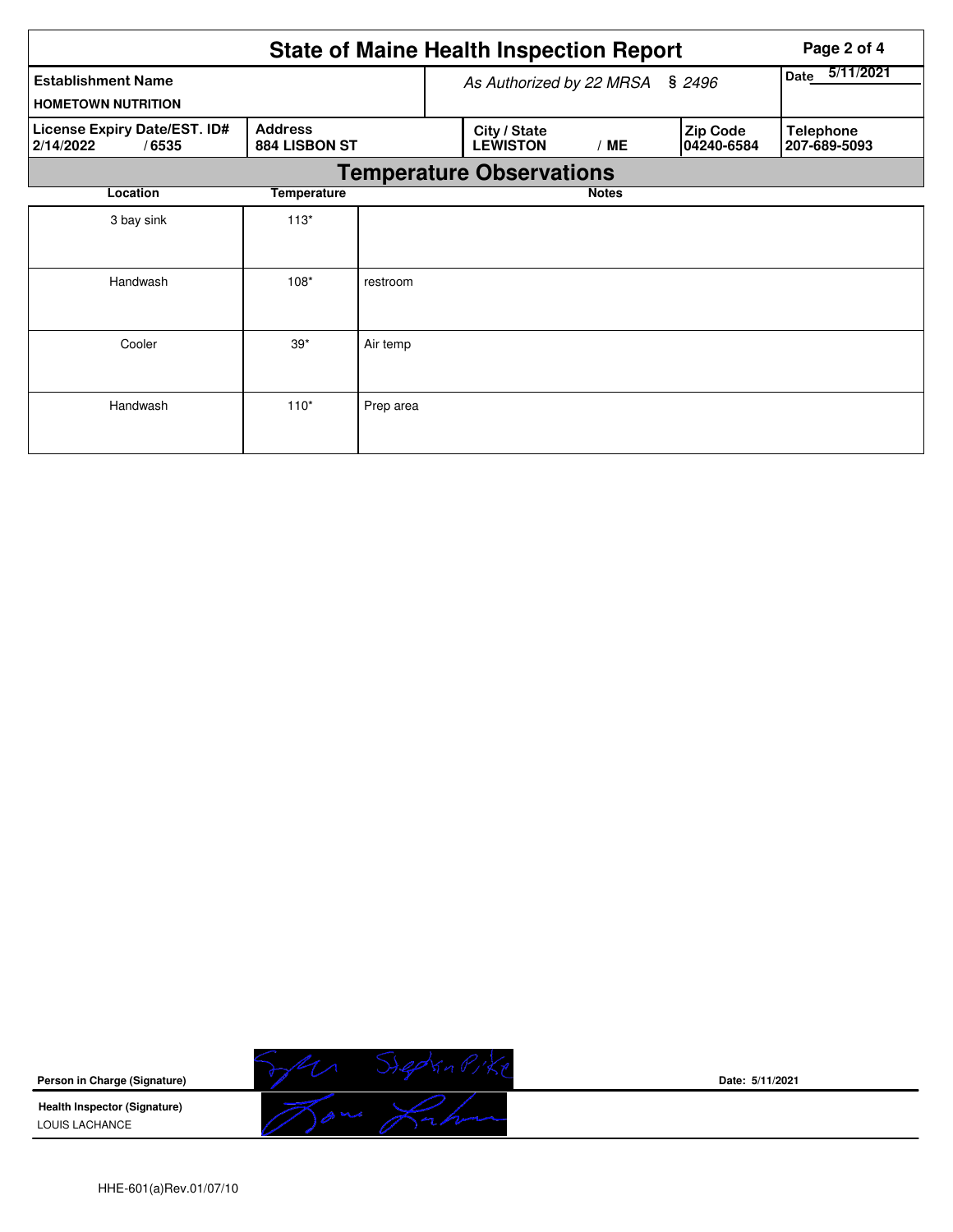# State of Maine Health Inspection Report

| Establishment Name | As Authorized by 22 MRSA § 2496 | Date 5/11/2021 |
|---|---|---|
| HOMETOWN NUTRITION | | |

| License Expiry Date/EST. ID# | Address | City / State | Zip Code | Telephone |
|---|---|---|---|---|
| 2/14/2022 / 6535 | 884 LISBON ST | LEWISTON / ME | 04240-6584 | 207-689-5093 |

## Temperature Observations

| Location | Temperature | Notes |
|---|---|---|
| 3 bay sink | 113* | |
| Handwash | 108* | restroom |
| Cooler | 39* | Air temp |
| Handwash | 110* | Prep area |

**Person in Charge (Signature)** — Stephen Pike — **Date: 5/11/2021**

**Health Inspector (Signature)**
LOUIS LACHANCE

HHE-601(a)Rev.01/07/10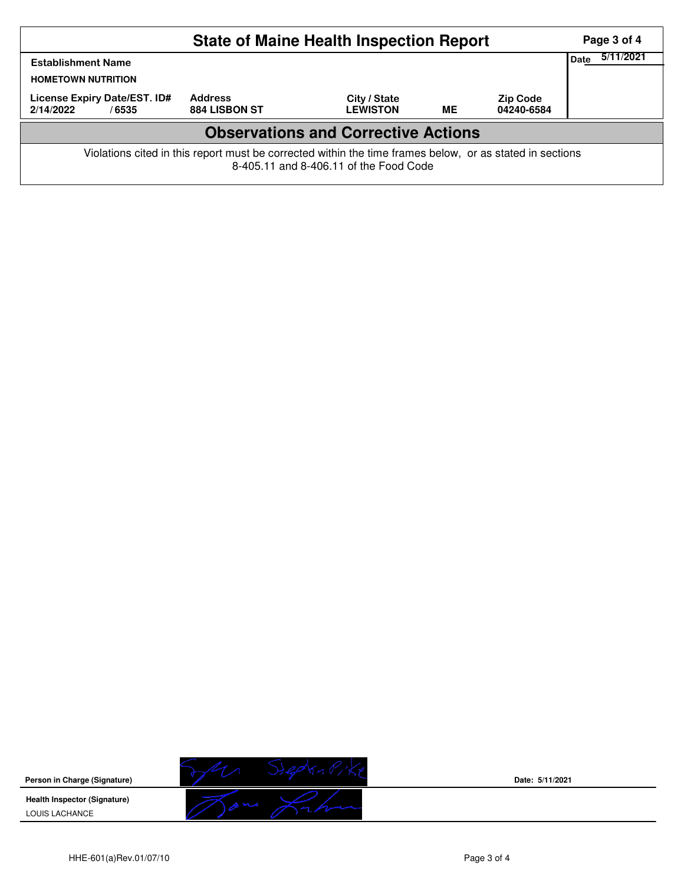# State of Maine Health Inspection Report

| Establishment Name | | | | | Date 5/11/2021 |
|---|---|---|---|---|---|
| HOMETOWN NUTRITION | | | | | |
| License Expiry Date/EST. ID# | Address | City / State | | Zip Code | |
| 2/14/2022 / 6535 | 884 LISBON ST | LEWISTON | ME | 04240-6584 | |

## Observations and Corrective Actions

Violations cited in this report must be corrected within the time frames below, or as stated in sections 8-405.11 and 8-406.11 of the Food Code

**Person in Charge (Signature)** Stephen Pike **Date: 5/11/2021**

**Health Inspector (Signature)**

LOUIS LACHANCE

HHE-601(a)Rev.01/07/10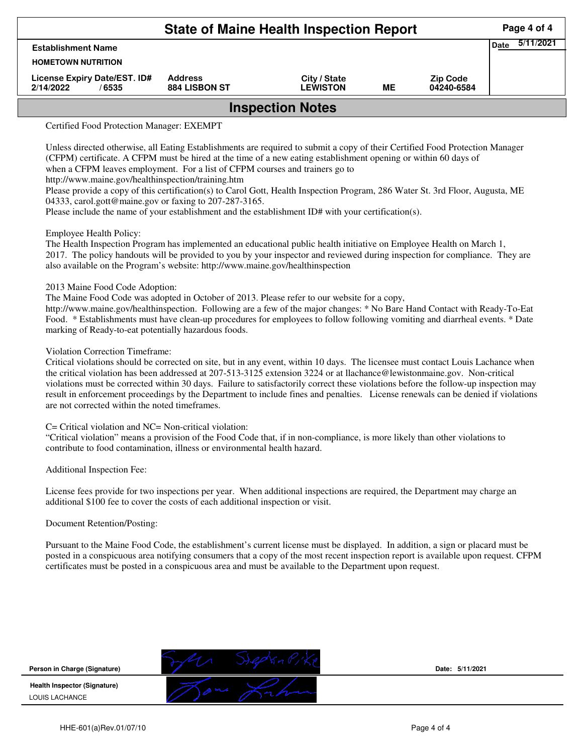# State of Maine Health Inspection Report

| | | | | | |
|---|---|---|---|---|---|
| **Establishment Name** | | | | | **Date** 5/11/2021 |
| **HOMETOWN NUTRITION** | | | | | |
| **License Expiry Date/EST. ID#** | **Address** | **City / State** | | **Zip Code** | |
| **2/14/2022 / 6535** | **884 LISBON ST** | **LEWISTON** | **ME** | **04240-6584** | |

## Inspection Notes

Certified Food Protection Manager: EXEMPT

Unless directed otherwise, all Eating Establishments are required to submit a copy of their Certified Food Protection Manager (CFPM) certificate. A CFPM must be hired at the time of a new eating establishment opening or within 60 days of when a CFPM leaves employment. For a list of CFPM courses and trainers go to http://www.maine.gov/healthinspection/training.htm
Please provide a copy of this certification(s) to Carol Gott, Health Inspection Program, 286 Water St. 3rd Floor, Augusta, ME 04333, carol.gott@maine.gov or faxing to 207-287-3165.
Please include the name of your establishment and the establishment ID# with your certification(s).

Employee Health Policy:
The Health Inspection Program has implemented an educational public health initiative on Employee Health on March 1, 2017. The policy handouts will be provided to you by your inspector and reviewed during inspection for compliance. They are also available on the Program's website: http://www.maine.gov/healthinspection

2013 Maine Food Code Adoption:
The Maine Food Code was adopted in October of 2013. Please refer to our website for a copy, http://www.maine.gov/healthinspection. Following are a few of the major changes: * No Bare Hand Contact with Ready-To-Eat Food. * Establishments must have clean-up procedures for employees to follow following vomiting and diarrheal events. * Date marking of Ready-to-eat potentially hazardous foods.

Violation Correction Timeframe:
Critical violations should be corrected on site, but in any event, within 10 days. The licensee must contact Louis Lachance when the critical violation has been addressed at 207-513-3125 extension 3224 or at llachance@lewistonmaine.gov. Non-critical violations must be corrected within 30 days. Failure to satisfactorily correct these violations before the follow-up inspection may result in enforcement proceedings by the Department to include fines and penalties. License renewals can be denied if violations are not corrected within the noted timeframes.

C= Critical violation and NC= Non-critical violation:
"Critical violation" means a provision of the Food Code that, if in non-compliance, is more likely than other violations to contribute to food contamination, illness or environmental health hazard.

Additional Inspection Fee:

License fees provide for two inspections per year. When additional inspections are required, the Department may charge an additional $100 fee to cover the costs of each additional inspection or visit.

Document Retention/Posting:

Pursuant to the Maine Food Code, the establishment's current license must be displayed. In addition, a sign or placard must be posted in a conspicuous area notifying consumers that a copy of the most recent inspection report is available upon request. CFPM certificates must be posted in a conspicuous area and must be available to the Department upon request.

**Person in Charge (Signature)** Stephen Pike **Date: 5/11/2021**

**Health Inspector (Signature)**
LOUIS LACHANCE

HHE-601(a)Rev.01/07/10